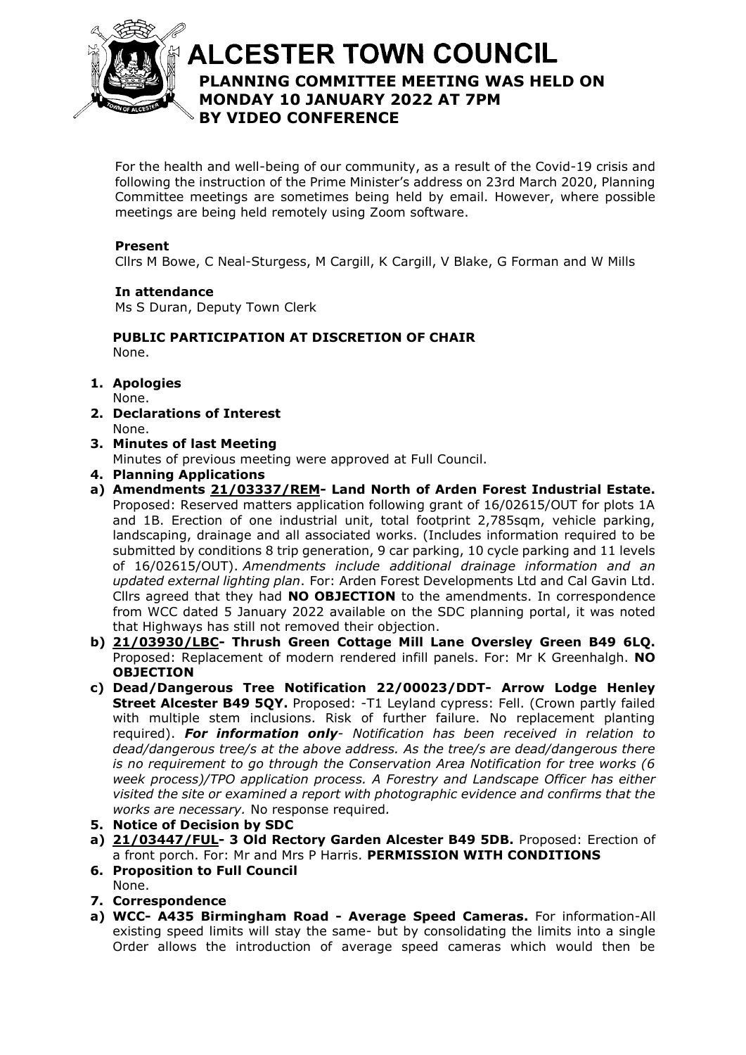# ALCESTER TOWN COUNCIL

## PLANNING COMMITTEE MEETING WAS HELD ON MONDAY 10 JANUARY 2022 AT 7PM BY VIDEO CONFERENCE

For the health and well-being of our community, as a result of the Covid-19 crisis and following the instruction of the Prime Minister's address on 23rd March 2020, Planning Committee meetings are sometimes being held by email. However, where possible meetings are being held remotely using Zoom software.

**Present**

Cllrs M Bowe, C Neal-Sturgess, M Cargill, K Cargill, V Blake, G Forman and W Mills

**In attendance**

Ms S Duran, Deputy Town Clerk

**PUBLIC PARTICIPATION AT DISCRETION OF CHAIR**

None.

1. **Apologies**
   None.
2. **Declarations of Interest**
   None.
3. **Minutes of last Meeting**
   Minutes of previous meeting were approved at Full Council.
4. **Planning Applications**

a) **Amendments 21/03337/REM- Land North of Arden Forest Industrial Estate.** Proposed: Reserved matters application following grant of 16/02615/OUT for plots 1A and 1B. Erection of one industrial unit, total footprint 2,785sqm, vehicle parking, landscaping, drainage and all associated works. (Includes information required to be submitted by conditions 8 trip generation, 9 car parking, 10 cycle parking and 11 levels of 16/02615/OUT). *Amendments include additional drainage information and an updated external lighting plan*. For: Arden Forest Developments Ltd and Cal Gavin Ltd. Cllrs agreed that they had **NO OBJECTION** to the amendments. In correspondence from WCC dated 5 January 2022 available on the SDC planning portal, it was noted that Highways has still not removed their objection.

b) **21/03930/LBC- Thrush Green Cottage Mill Lane Oversley Green B49 6LQ.** Proposed: Replacement of modern rendered infill panels. For: Mr K Greenhalgh. **NO OBJECTION**

c) **Dead/Dangerous Tree Notification 22/00023/DDT- Arrow Lodge Henley Street Alcester B49 5QY.** Proposed: -T1 Leyland cypress: Fell. (Crown partly failed with multiple stem inclusions. Risk of further failure. No replacement planting required). ***For information only**- Notification has been received in relation to dead/dangerous tree/s at the above address. As the tree/s are dead/dangerous there is no requirement to go through the Conservation Area Notification for tree works (6 week process)/TPO application process. A Forestry and Landscape Officer has either visited the site or examined a report with photographic evidence and confirms that the works are necessary.* No response required.

5. **Notice of Decision by SDC**

a) **21/03447/FUL- 3 Old Rectory Garden Alcester B49 5DB.** Proposed: Erection of a front porch. For: Mr and Mrs P Harris. **PERMISSION WITH CONDITIONS**

6. **Proposition to Full Council**
   None.
7. **Correspondence**

a) **WCC- A435 Birmingham Road - Average Speed Cameras.** For information-All existing speed limits will stay the same- but by consolidating the limits into a single Order allows the introduction of average speed cameras which would then be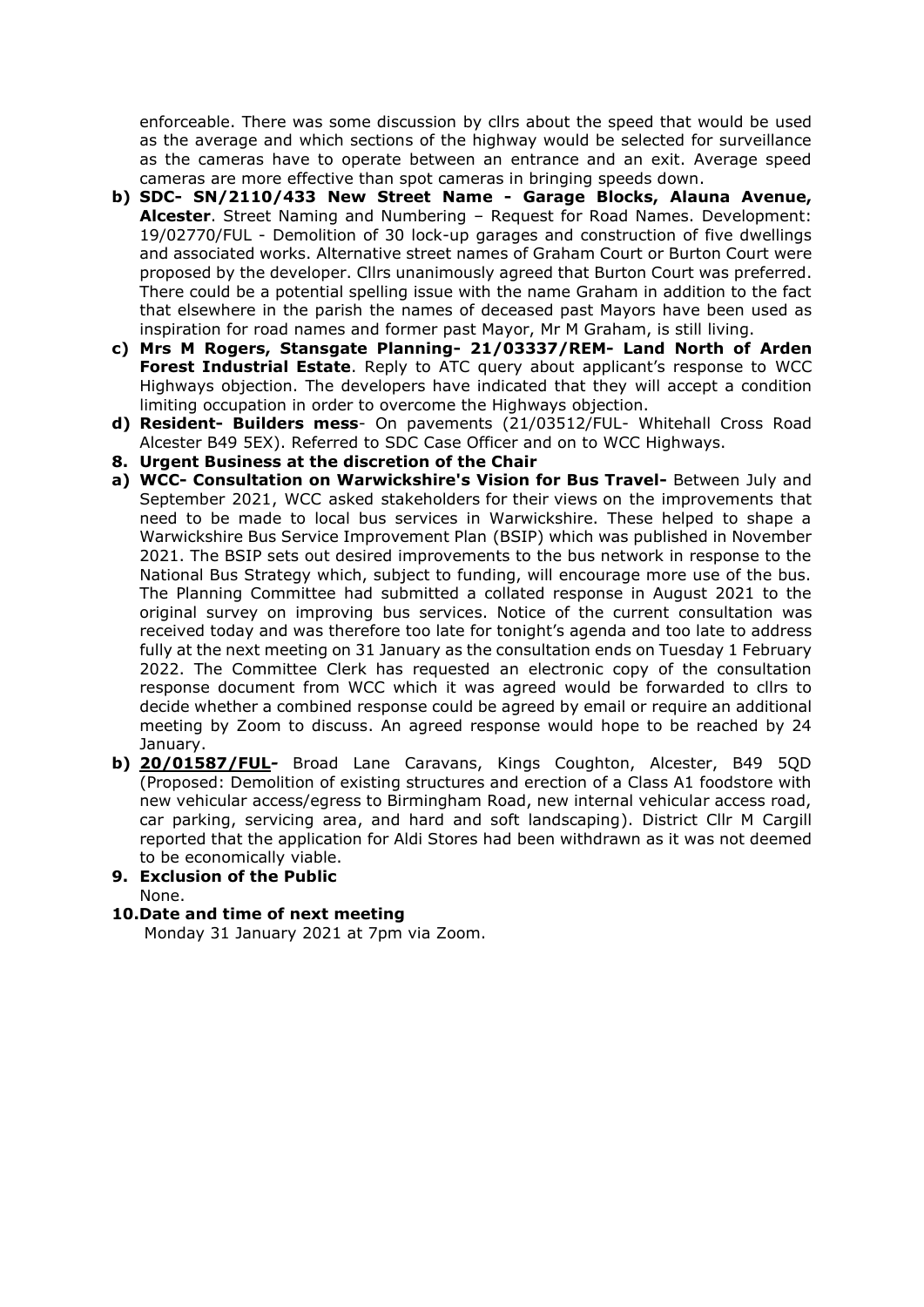enforceable. There was some discussion by cllrs about the speed that would be used as the average and which sections of the highway would be selected for surveillance as the cameras have to operate between an entrance and an exit. Average speed cameras are more effective than spot cameras in bringing speeds down.

**b) SDC- SN/2110/433 New Street Name - Garage Blocks, Alauna Avenue, Alcester**. Street Naming and Numbering – Request for Road Names. Development: 19/02770/FUL - Demolition of 30 lock-up garages and construction of five dwellings and associated works. Alternative street names of Graham Court or Burton Court were proposed by the developer. Cllrs unanimously agreed that Burton Court was preferred. There could be a potential spelling issue with the name Graham in addition to the fact that elsewhere in the parish the names of deceased past Mayors have been used as inspiration for road names and former past Mayor, Mr M Graham, is still living.

**c) Mrs M Rogers, Stansgate Planning- 21/03337/REM- Land North of Arden Forest Industrial Estate**. Reply to ATC query about applicant's response to WCC Highways objection. The developers have indicated that they will accept a condition limiting occupation in order to overcome the Highways objection.

**d) Resident- Builders mess**- On pavements (21/03512/FUL- Whitehall Cross Road Alcester B49 5EX). Referred to SDC Case Officer and on to WCC Highways.

**8. Urgent Business at the discretion of the Chair**

**a) WCC- Consultation on Warwickshire's Vision for Bus Travel-** Between July and September 2021, WCC asked stakeholders for their views on the improvements that need to be made to local bus services in Warwickshire. These helped to shape a Warwickshire Bus Service Improvement Plan (BSIP) which was published in November 2021. The BSIP sets out desired improvements to the bus network in response to the National Bus Strategy which, subject to funding, will encourage more use of the bus. The Planning Committee had submitted a collated response in August 2021 to the original survey on improving bus services. Notice of the current consultation was received today and was therefore too late for tonight's agenda and too late to address fully at the next meeting on 31 January as the consultation ends on Tuesday 1 February 2022. The Committee Clerk has requested an electronic copy of the consultation response document from WCC which it was agreed would be forwarded to cllrs to decide whether a combined response could be agreed by email or require an additional meeting by Zoom to discuss. An agreed response would hope to be reached by 24 January.

**b) <u>20/01587/FUL</u>-** Broad Lane Caravans, Kings Coughton, Alcester, B49 5QD (Proposed: Demolition of existing structures and erection of a Class A1 foodstore with new vehicular access/egress to Birmingham Road, new internal vehicular access road, car parking, servicing area, and hard and soft landscaping). District Cllr M Cargill reported that the application for Aldi Stores had been withdrawn as it was not deemed to be economically viable.

**9. Exclusion of the Public**

None.

**10. Date and time of next meeting**

Monday 31 January 2021 at 7pm via Zoom.